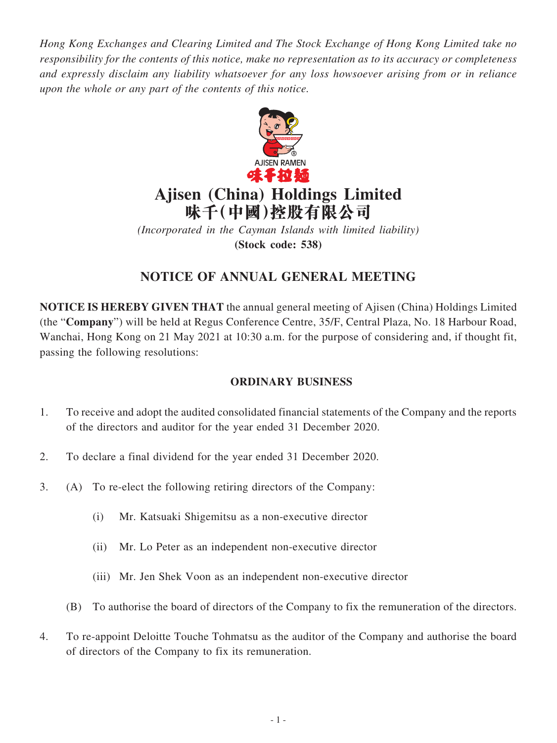*Hong Kong Exchanges and Clearing Limited and The Stock Exchange of Hong Kong Limited take no responsibility for the contents of this notice, make no representation as to its accuracy or completeness and expressly disclaim any liability whatsoever for any loss howsoever arising from or in reliance upon the whole or any part of the contents of this notice.*

AJISEN RAMEN
味千拉麵

# Ajisen (China) Holdings Limited
# 味千(中國)控股有限公司

*(Incorporated in the Cayman Islands with limited liability)*
**(Stock code: 538)**

## NOTICE OF ANNUAL GENERAL MEETING

**NOTICE IS HEREBY GIVEN THAT** the annual general meeting of Ajisen (China) Holdings Limited (the "**Company**") will be held at Regus Conference Centre, 35/F, Central Plaza, No. 18 Harbour Road, Wanchai, Hong Kong on 21 May 2021 at 10:30 a.m. for the purpose of considering and, if thought fit, passing the following resolutions:

### ORDINARY BUSINESS

1. To receive and adopt the audited consolidated financial statements of the Company and the reports of the directors and auditor for the year ended 31 December 2020.

2. To declare a final dividend for the year ended 31 December 2020.

3. (A) To re-elect the following retiring directors of the Company:

   (i) Mr. Katsuaki Shigemitsu as a non-executive director

   (ii) Mr. Lo Peter as an independent non-executive director

   (iii) Mr. Jen Shek Voon as an independent non-executive director

   (B) To authorise the board of directors of the Company to fix the remuneration of the directors.

4. To re-appoint Deloitte Touche Tohmatsu as the auditor of the Company and authorise the board of directors of the Company to fix its remuneration.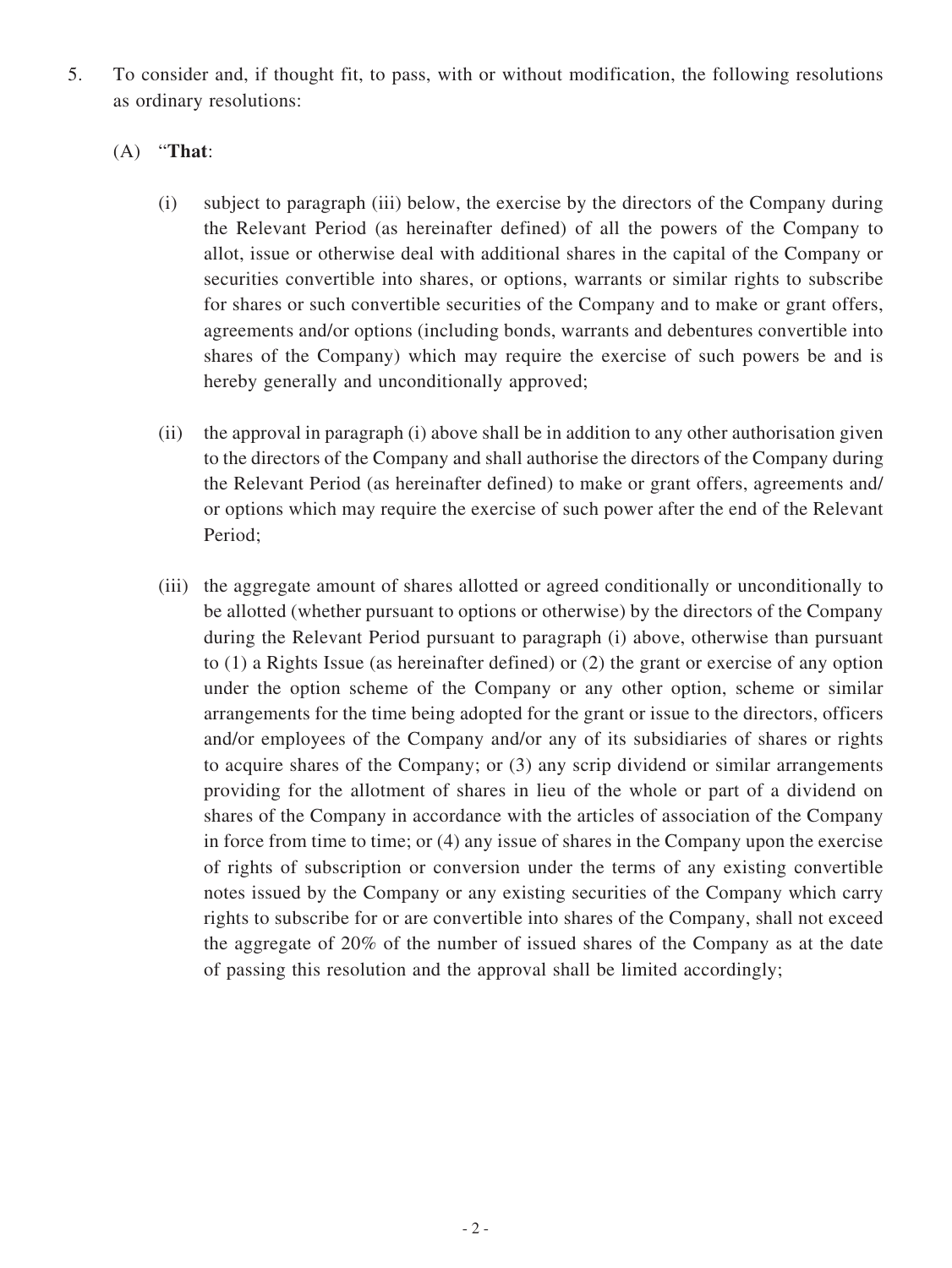5. To consider and, if thought fit, to pass, with or without modification, the following resolutions as ordinary resolutions:

   (A) "**That**:

   (i) subject to paragraph (iii) below, the exercise by the directors of the Company during the Relevant Period (as hereinafter defined) of all the powers of the Company to allot, issue or otherwise deal with additional shares in the capital of the Company or securities convertible into shares, or options, warrants or similar rights to subscribe for shares or such convertible securities of the Company and to make or grant offers, agreements and/or options (including bonds, warrants and debentures convertible into shares of the Company) which may require the exercise of such powers be and is hereby generally and unconditionally approved;

   (ii) the approval in paragraph (i) above shall be in addition to any other authorisation given to the directors of the Company and shall authorise the directors of the Company during the Relevant Period (as hereinafter defined) to make or grant offers, agreements and/or options which may require the exercise of such power after the end of the Relevant Period;

   (iii) the aggregate amount of shares allotted or agreed conditionally or unconditionally to be allotted (whether pursuant to options or otherwise) by the directors of the Company during the Relevant Period pursuant to paragraph (i) above, otherwise than pursuant to (1) a Rights Issue (as hereinafter defined) or (2) the grant or exercise of any option under the option scheme of the Company or any other option, scheme or similar arrangements for the time being adopted for the grant or issue to the directors, officers and/or employees of the Company and/or any of its subsidiaries of shares or rights to acquire shares of the Company; or (3) any scrip dividend or similar arrangements providing for the allotment of shares in lieu of the whole or part of a dividend on shares of the Company in accordance with the articles of association of the Company in force from time to time; or (4) any issue of shares in the Company upon the exercise of rights of subscription or conversion under the terms of any existing convertible notes issued by the Company or any existing securities of the Company which carry rights to subscribe for or are convertible into shares of the Company, shall not exceed the aggregate of 20% of the number of issued shares of the Company as at the date of passing this resolution and the approval shall be limited accordingly;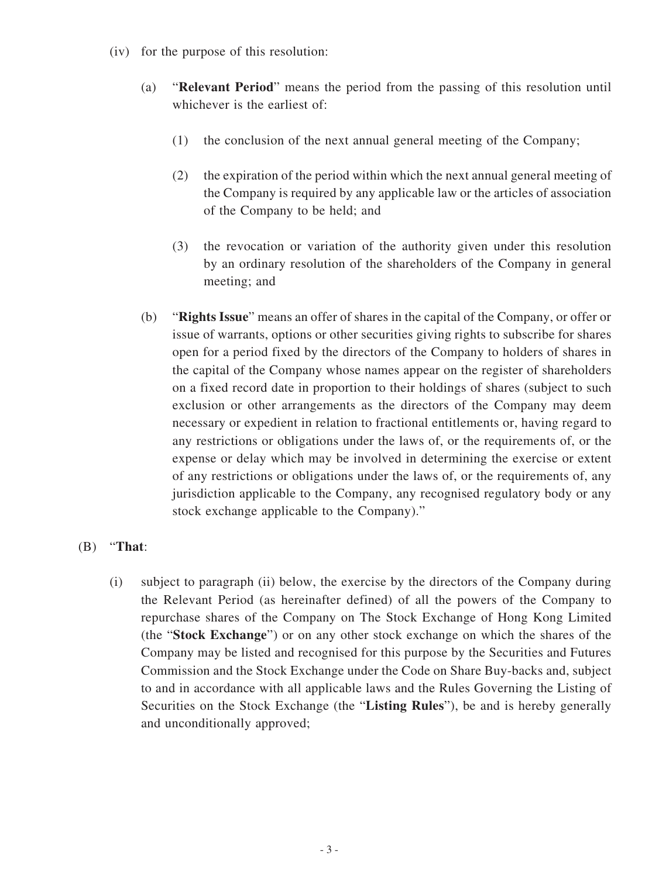(iv) for the purpose of this resolution:

  (a) "**Relevant Period**" means the period from the passing of this resolution until whichever is the earliest of:

    (1) the conclusion of the next annual general meeting of the Company;

    (2) the expiration of the period within which the next annual general meeting of the Company is required by any applicable law or the articles of association of the Company to be held; and

    (3) the revocation or variation of the authority given under this resolution by an ordinary resolution of the shareholders of the Company in general meeting; and

  (b) "**Rights Issue**" means an offer of shares in the capital of the Company, or offer or issue of warrants, options or other securities giving rights to subscribe for shares open for a period fixed by the directors of the Company to holders of shares in the capital of the Company whose names appear on the register of shareholders on a fixed record date in proportion to their holdings of shares (subject to such exclusion or other arrangements as the directors of the Company may deem necessary or expedient in relation to fractional entitlements or, having regard to any restrictions or obligations under the laws of, or the requirements of, or the expense or delay which may be involved in determining the exercise or extent of any restrictions or obligations under the laws of, or the requirements of, any jurisdiction applicable to the Company, any recognised regulatory body or any stock exchange applicable to the Company)."

(B) "**That**:

  (i) subject to paragraph (ii) below, the exercise by the directors of the Company during the Relevant Period (as hereinafter defined) of all the powers of the Company to repurchase shares of the Company on The Stock Exchange of Hong Kong Limited (the "**Stock Exchange**") or on any other stock exchange on which the shares of the Company may be listed and recognised for this purpose by the Securities and Futures Commission and the Stock Exchange under the Code on Share Buy-backs and, subject to and in accordance with all applicable laws and the Rules Governing the Listing of Securities on the Stock Exchange (the "**Listing Rules**"), be and is hereby generally and unconditionally approved;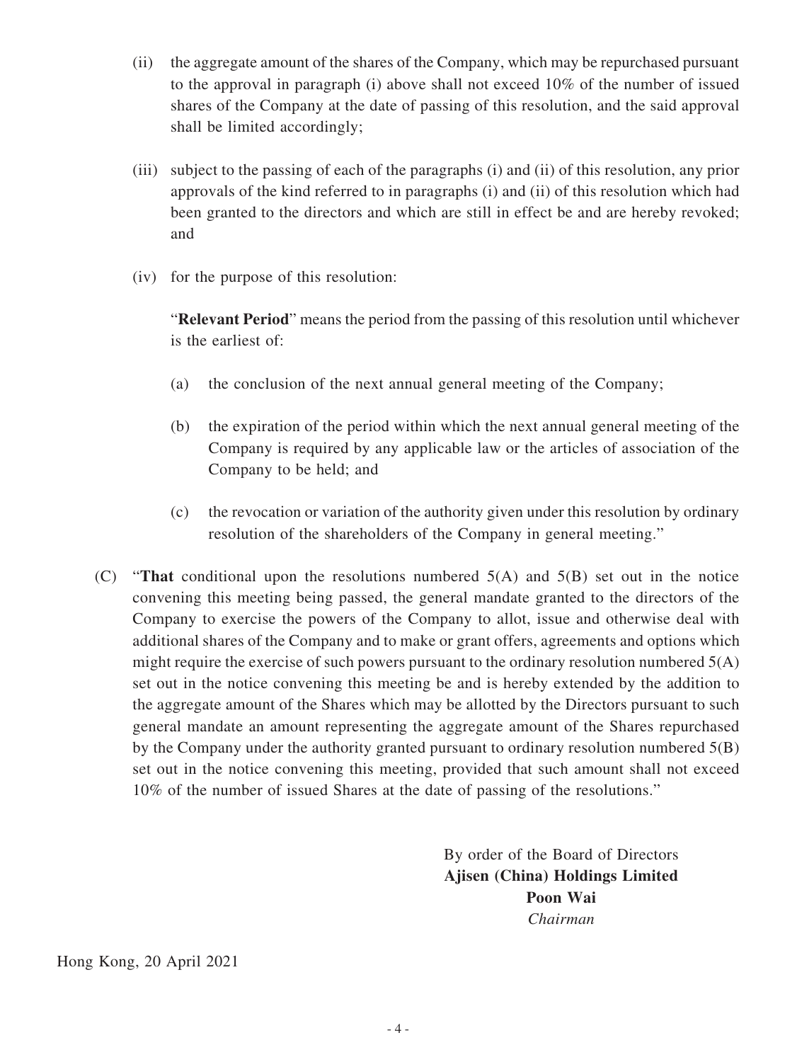(ii) the aggregate amount of the shares of the Company, which may be repurchased pursuant to the approval in paragraph (i) above shall not exceed 10% of the number of issued shares of the Company at the date of passing of this resolution, and the said approval shall be limited accordingly;

(iii) subject to the passing of each of the paragraphs (i) and (ii) of this resolution, any prior approvals of the kind referred to in paragraphs (i) and (ii) of this resolution which had been granted to the directors and which are still in effect be and are hereby revoked; and

(iv) for the purpose of this resolution:

"**Relevant Period**" means the period from the passing of this resolution until whichever is the earliest of:

(a) the conclusion of the next annual general meeting of the Company;

(b) the expiration of the period within which the next annual general meeting of the Company is required by any applicable law or the articles of association of the Company to be held; and

(c) the revocation or variation of the authority given under this resolution by ordinary resolution of the shareholders of the Company in general meeting."

(C) "**That** conditional upon the resolutions numbered 5(A) and 5(B) set out in the notice convening this meeting being passed, the general mandate granted to the directors of the Company to exercise the powers of the Company to allot, issue and otherwise deal with additional shares of the Company and to make or grant offers, agreements and options which might require the exercise of such powers pursuant to the ordinary resolution numbered 5(A) set out in the notice convening this meeting be and is hereby extended by the addition to the aggregate amount of the Shares which may be allotted by the Directors pursuant to such general mandate an amount representing the aggregate amount of the Shares repurchased by the Company under the authority granted pursuant to ordinary resolution numbered 5(B) set out in the notice convening this meeting, provided that such amount shall not exceed 10% of the number of issued Shares at the date of passing of the resolutions."

By order of the Board of Directors
**Ajisen (China) Holdings Limited**
**Poon Wai**
*Chairman*

Hong Kong, 20 April 2021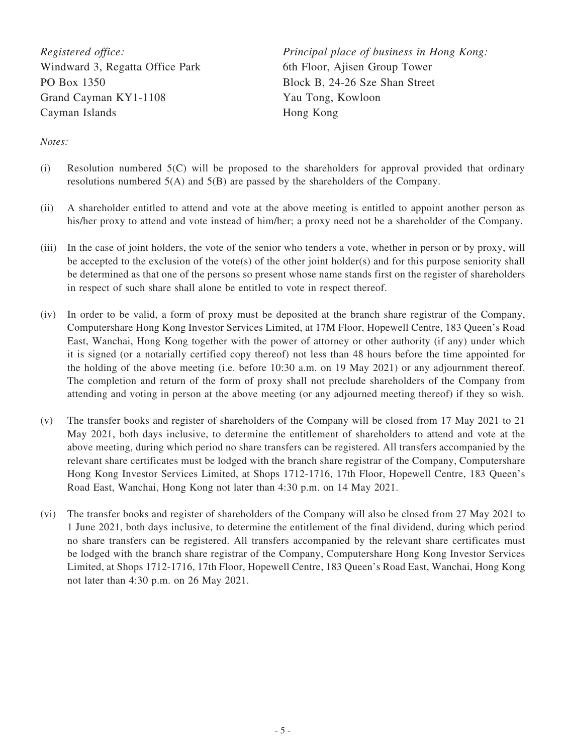*Registered office:*
Windward 3, Regatta Office Park
PO Box 1350
Grand Cayman KY1-1108
Cayman Islands

*Principal place of business in Hong Kong:*
6th Floor, Ajisen Group Tower
Block B, 24-26 Sze Shan Street
Yau Tong, Kowloon
Hong Kong

*Notes:*

(i) Resolution numbered 5(C) will be proposed to the shareholders for approval provided that ordinary resolutions numbered 5(A) and 5(B) are passed by the shareholders of the Company.

(ii) A shareholder entitled to attend and vote at the above meeting is entitled to appoint another person as his/her proxy to attend and vote instead of him/her; a proxy need not be a shareholder of the Company.

(iii) In the case of joint holders, the vote of the senior who tenders a vote, whether in person or by proxy, will be accepted to the exclusion of the vote(s) of the other joint holder(s) and for this purpose seniority shall be determined as that one of the persons so present whose name stands first on the register of shareholders in respect of such share shall alone be entitled to vote in respect thereof.

(iv) In order to be valid, a form of proxy must be deposited at the branch share registrar of the Company, Computershare Hong Kong Investor Services Limited, at 17M Floor, Hopewell Centre, 183 Queen's Road East, Wanchai, Hong Kong together with the power of attorney or other authority (if any) under which it is signed (or a notarially certified copy thereof) not less than 48 hours before the time appointed for the holding of the above meeting (i.e. before 10:30 a.m. on 19 May 2021) or any adjournment thereof. The completion and return of the form of proxy shall not preclude shareholders of the Company from attending and voting in person at the above meeting (or any adjourned meeting thereof) if they so wish.

(v) The transfer books and register of shareholders of the Company will be closed from 17 May 2021 to 21 May 2021, both days inclusive, to determine the entitlement of shareholders to attend and vote at the above meeting, during which period no share transfers can be registered. All transfers accompanied by the relevant share certificates must be lodged with the branch share registrar of the Company, Computershare Hong Kong Investor Services Limited, at Shops 1712-1716, 17th Floor, Hopewell Centre, 183 Queen's Road East, Wanchai, Hong Kong not later than 4:30 p.m. on 14 May 2021.

(vi) The transfer books and register of shareholders of the Company will also be closed from 27 May 2021 to 1 June 2021, both days inclusive, to determine the entitlement of the final dividend, during which period no share transfers can be registered. All transfers accompanied by the relevant share certificates must be lodged with the branch share registrar of the Company, Computershare Hong Kong Investor Services Limited, at Shops 1712-1716, 17th Floor, Hopewell Centre, 183 Queen's Road East, Wanchai, Hong Kong not later than 4:30 p.m. on 26 May 2021.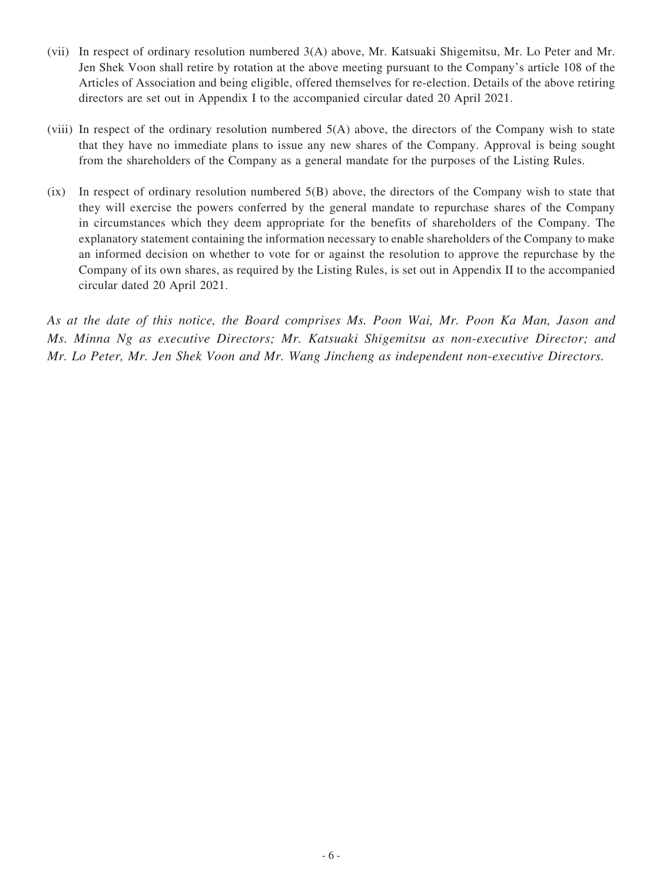(vii) In respect of ordinary resolution numbered 3(A) above, Mr. Katsuaki Shigemitsu, Mr. Lo Peter and Mr. Jen Shek Voon shall retire by rotation at the above meeting pursuant to the Company's article 108 of the Articles of Association and being eligible, offered themselves for re-election. Details of the above retiring directors are set out in Appendix I to the accompanied circular dated 20 April 2021.

(viii) In respect of the ordinary resolution numbered 5(A) above, the directors of the Company wish to state that they have no immediate plans to issue any new shares of the Company. Approval is being sought from the shareholders of the Company as a general mandate for the purposes of the Listing Rules.

(ix) In respect of ordinary resolution numbered 5(B) above, the directors of the Company wish to state that they will exercise the powers conferred by the general mandate to repurchase shares of the Company in circumstances which they deem appropriate for the benefits of shareholders of the Company. The explanatory statement containing the information necessary to enable shareholders of the Company to make an informed decision on whether to vote for or against the resolution to approve the repurchase by the Company of its own shares, as required by the Listing Rules, is set out in Appendix II to the accompanied circular dated 20 April 2021.

*As at the date of this notice, the Board comprises Ms. Poon Wai, Mr. Poon Ka Man, Jason and Ms. Minna Ng as executive Directors; Mr. Katsuaki Shigemitsu as non-executive Director; and Mr. Lo Peter, Mr. Jen Shek Voon and Mr. Wang Jincheng as independent non-executive Directors.*